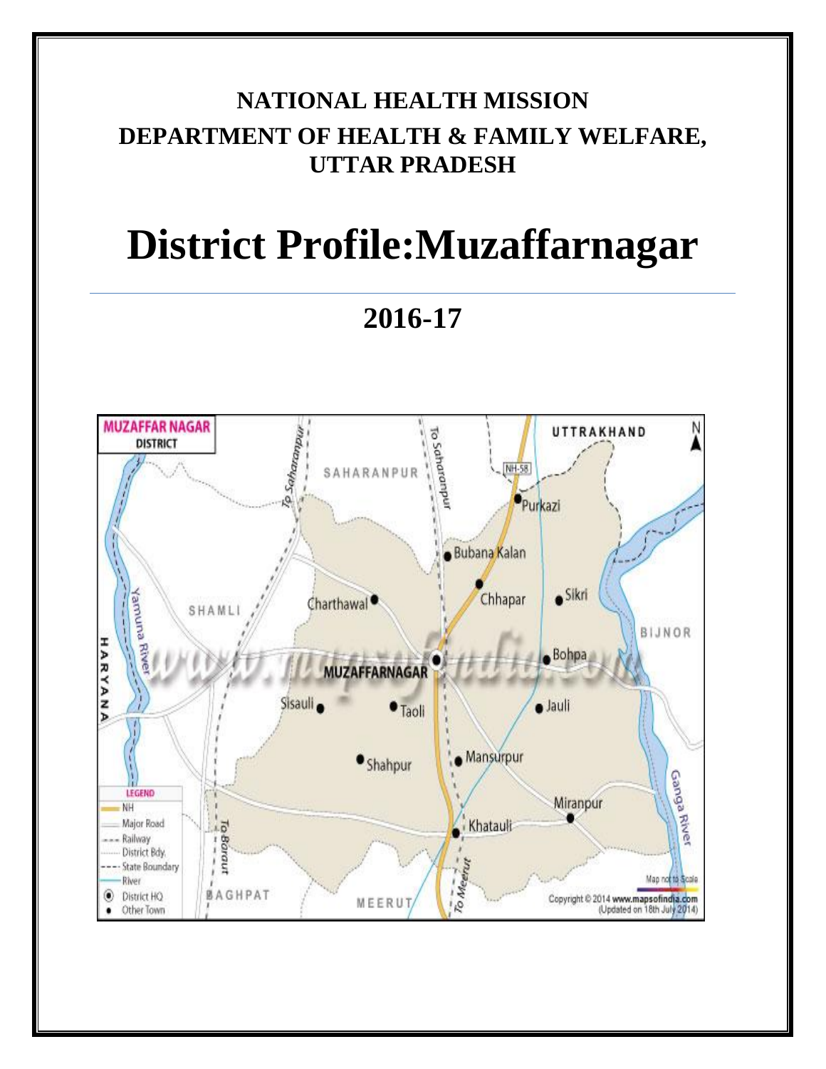**NATIONAL HEALTH MISSION**

**DEPARTMENT OF HEALTH & FAMILY WELFARE, UTTAR PRADESH**

# District Profile:Muzaffarnagar

## 2016-17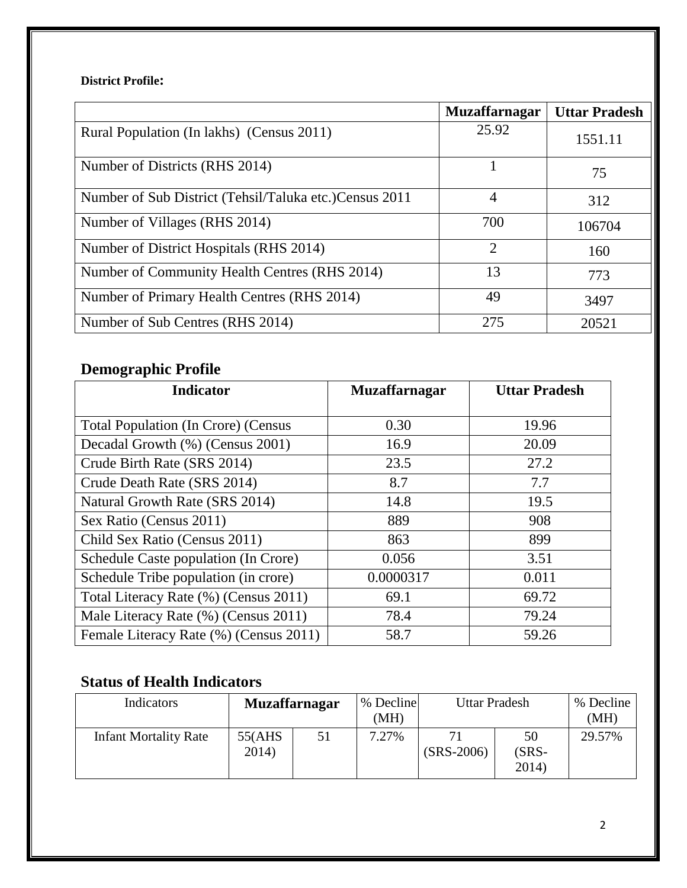**District Profile:**

| | Muzaffarnagar | Uttar Pradesh |
|---|---|---|
| Rural Population (In lakhs) (Census 2011) | 25.92 | 1551.11 |
| Number of Districts (RHS 2014) | 1 | 75 |
| Number of Sub District (Tehsil/Taluka etc.)Census 2011 | 4 | 312 |
| Number of Villages (RHS 2014) | 700 | 106704 |
| Number of District Hospitals (RHS 2014) | 2 | 160 |
| Number of Community Health Centres (RHS 2014) | 13 | 773 |
| Number of Primary Health Centres (RHS 2014) | 49 | 3497 |
| Number of Sub Centres (RHS 2014) | 275 | 20521 |

## Demographic Profile

| Indicator | Muzaffarnagar | Uttar Pradesh |
|---|---|---|
| Total Population (In Crore) (Census | 0.30 | 19.96 |
| Decadal Growth (%) (Census 2001) | 16.9 | 20.09 |
| Crude Birth Rate (SRS 2014) | 23.5 | 27.2 |
| Crude Death Rate (SRS 2014) | 8.7 | 7.7 |
| Natural Growth Rate (SRS 2014) | 14.8 | 19.5 |
| Sex Ratio (Census 2011) | 889 | 908 |
| Child Sex Ratio (Census 2011) | 863 | 899 |
| Schedule Caste population (In Crore) | 0.056 | 3.51 |
| Schedule Tribe population (in crore) | 0.0000317 | 0.011 |
| Total Literacy Rate (%) (Census 2011) | 69.1 | 69.72 |
| Male Literacy Rate (%) (Census 2011) | 78.4 | 79.24 |
| Female Literacy Rate (%) (Census 2011) | 58.7 | 59.26 |

## Status of Health Indicators

| Indicators | Muzaffarnagar | | % Decline (MH) | Uttar Pradesh | | % Decline (MH) |
|---|---|---|---|---|---|---|
| Infant Mortality Rate | 55(AHS 2014) | 51 | 7.27% | 71 (SRS-2006) | 50 (SRS-2014) | 29.57% |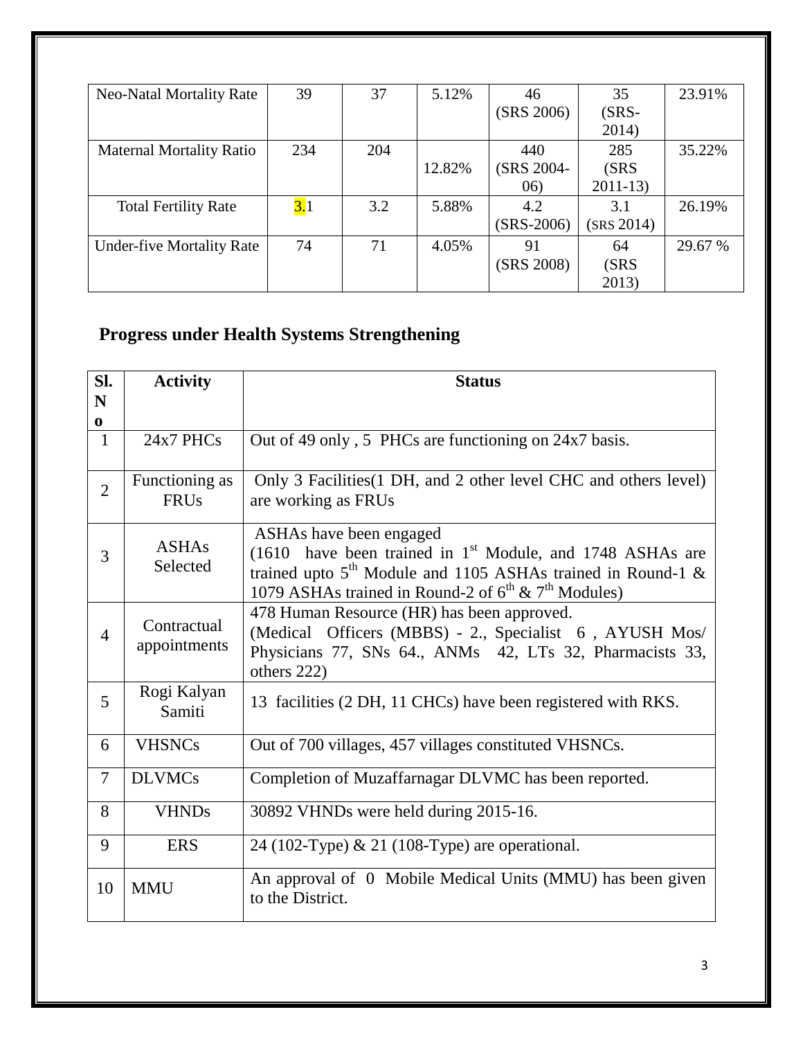| Neo-Natal Mortality Rate | 39 | 37 | 5.12% | 46 (SRS 2006) | 35 (SRS-2014) | 23.91% |
|---|---|---|---|---|---|---|
| Maternal Mortality Ratio | 234 | 204 | 12.82% | 440 (SRS 2004-06) | 285 (SRS 2011-13) | 35.22% |
| Total Fertility Rate | 3.1 | 3.2 | 5.88% | 4.2 (SRS-2006) | 3.1 (SRS 2014) | 26.19% |
| Under-five Mortality Rate | 74 | 71 | 4.05% | 91 (SRS 2008) | 64 (SRS 2013) | 29.67 % |

## Progress under Health Systems Strengthening

| Sl. No | Activity | Status |
|---|---|---|
| 1 | 24x7 PHCs | Out of 49 only , 5 PHCs are functioning on 24x7 basis. |
| 2 | Functioning as FRUs | Only 3 Facilities(1 DH, and 2 other level CHC and others level) are working as FRUs |
| 3 | ASHAs Selected | ASHAs have been engaged (1610 have been trained in 1st Module, and 1748 ASHAs are trained upto 5th Module and 1105 ASHAs trained in Round-1 & 1079 ASHAs trained in Round-2 of 6th & 7th Modules) |
| 4 | Contractual appointments | 478 Human Resource (HR) has been approved. (Medical Officers (MBBS) - 2., Specialist 6 , AYUSH Mos/ Physicians 77, SNs 64., ANMs 42, LTs 32, Pharmacists 33, others 222) |
| 5 | Rogi Kalyan Samiti | 13 facilities (2 DH, 11 CHCs) have been registered with RKS. |
| 6 | VHSNCs | Out of 700 villages, 457 villages constituted VHSNCs. |
| 7 | DLVMCs | Completion of Muzaffarnagar DLVMC has been reported. |
| 8 | VHNDs | 30892 VHNDs were held during 2015-16. |
| 9 | ERS | 24 (102-Type) & 21 (108-Type) are operational. |
| 10 | MMU | An approval of 0 Mobile Medical Units (MMU) has been given to the District. |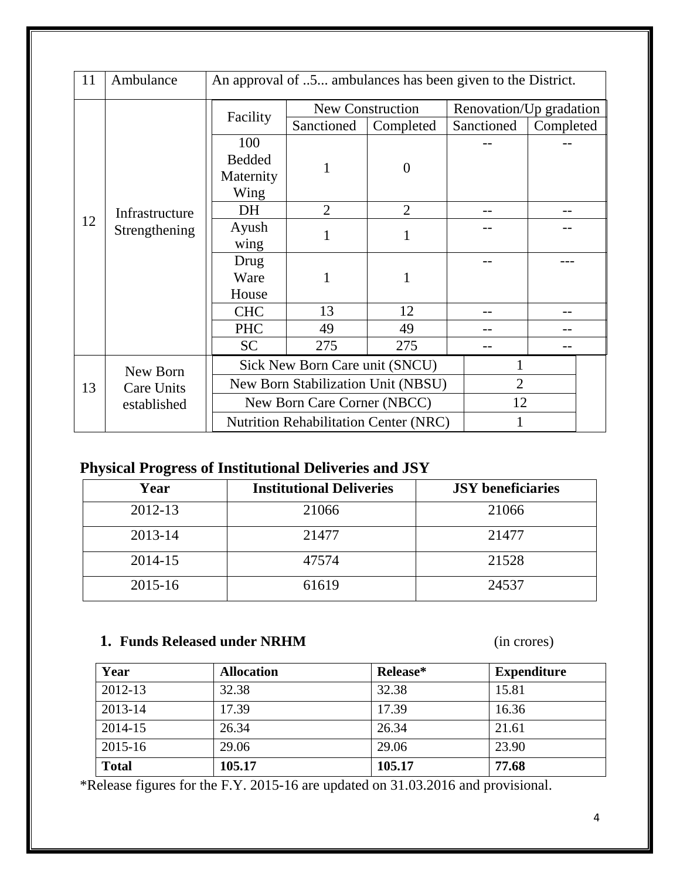<table>
<tr>
<td>11</td>
<td>Ambulance</td>
<td colspan="5">An approval of ..5... ambulances has been given to the District.</td>
</tr>
<tr>
<td rowspan="9">12</td>
<td rowspan="9">Infrastructure Strengthening</td>
<td rowspan="2">Facility</td>
<td colspan="2">New Construction</td>
<td colspan="2">Renovation/Up gradation</td>
</tr>
<tr>
<td>Sanctioned</td>
<td>Completed</td>
<td>Sanctioned</td>
<td>Completed</td>
</tr>
<tr>
<td>100 Bedded Maternity Wing</td>
<td>1</td>
<td>0</td>
<td>--</td>
<td>--</td>
</tr>
<tr>
<td>DH</td>
<td>2</td>
<td>2</td>
<td>--</td>
<td>--</td>
</tr>
<tr>
<td>Ayush wing</td>
<td>1</td>
<td>1</td>
<td>--</td>
<td>--</td>
</tr>
<tr>
<td>Drug Ware House</td>
<td>1</td>
<td>1</td>
<td>--</td>
<td>---</td>
</tr>
<tr>
<td>CHC</td>
<td>13</td>
<td>12</td>
<td>--</td>
<td>--</td>
</tr>
<tr>
<td>PHC</td>
<td>49</td>
<td>49</td>
<td>--</td>
<td>--</td>
</tr>
<tr>
<td>SC</td>
<td>275</td>
<td>275</td>
<td>--</td>
<td>--</td>
</tr>
<tr>
<td rowspan="4">13</td>
<td rowspan="4">New Born Care Units established</td>
<td colspan="3">Sick New Born Care unit (SNCU)</td>
<td colspan="2">1</td>
</tr>
<tr>
<td colspan="3">New Born Stabilization Unit (NBSU)</td>
<td colspan="2">2</td>
</tr>
<tr>
<td colspan="3">New Born Care Corner (NBCC)</td>
<td colspan="2">12</td>
</tr>
<tr>
<td colspan="3">Nutrition Rehabilitation Center (NRC)</td>
<td colspan="2">1</td>
</tr>
</table>

## Physical Progress of Institutional Deliveries and JSY

| Year | Institutional Deliveries | JSY beneficiaries |
|---|---|---|
| 2012-13 | 21066 | 21066 |
| 2013-14 | 21477 | 21477 |
| 2014-15 | 47574 | 21528 |
| 2015-16 | 61619 | 24537 |

### 1. Funds Released under NRHM (in crores)

| Year | Allocation | Release* | Expenditure |
|---|---|---|---|
| 2012-13 | 32.38 | 32.38 | 15.81 |
| 2013-14 | 17.39 | 17.39 | 16.36 |
| 2014-15 | 26.34 | 26.34 | 21.61 |
| 2015-16 | 29.06 | 29.06 | 23.90 |
| **Total** | **105.17** | **105.17** | **77.68** |

*Release figures for the F.Y. 2015-16 are updated on 31.03.2016 and provisional.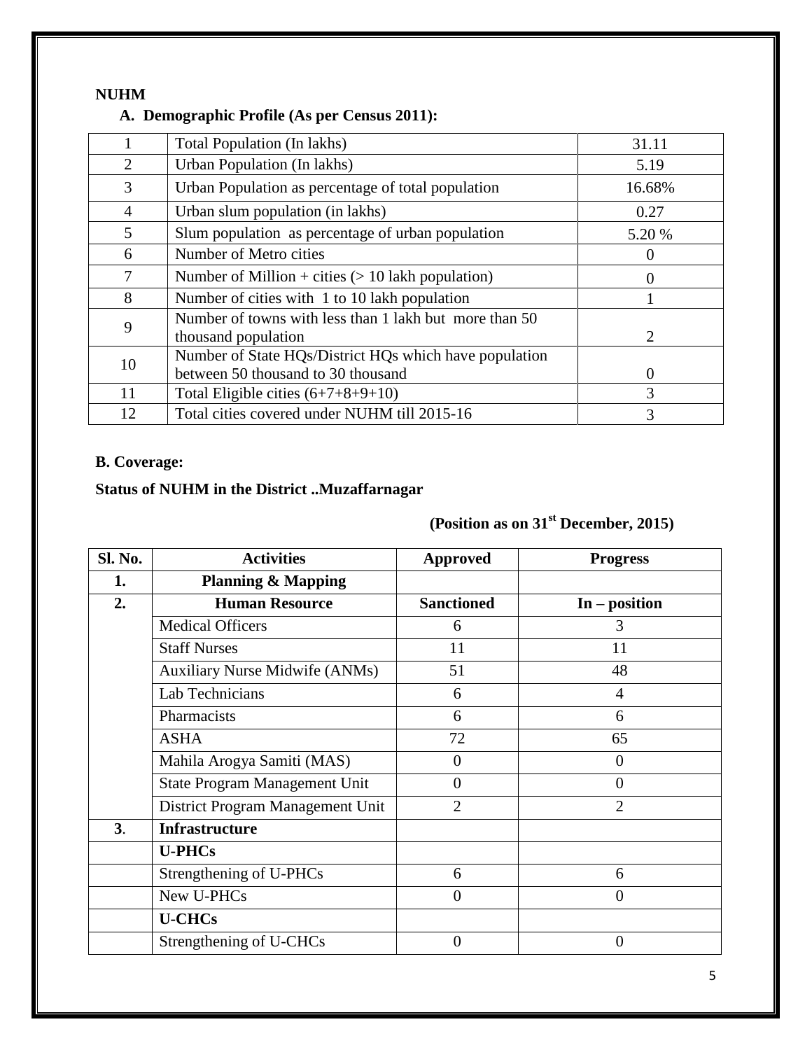**NUHM**

**A. Demographic Profile (As per Census 2011):**

| | | |
|---|---|---|
| 1 | Total Population (In lakhs) | 31.11 |
| 2 | Urban Population (In lakhs) | 5.19 |
| 3 | Urban Population as percentage of total population | 16.68% |
| 4 | Urban slum population (in lakhs) | 0.27 |
| 5 | Slum population as percentage of urban population | 5.20 % |
| 6 | Number of Metro cities | 0 |
| 7 | Number of Million + cities (> 10 lakh population) | 0 |
| 8 | Number of cities with 1 to 10 lakh population | 1 |
| 9 | Number of towns with less than 1 lakh but more than 50 thousand population | 2 |
| 10 | Number of State HQs/District HQs which have population between 50 thousand to 30 thousand | 0 |
| 11 | Total Eligible cities (6+7+8+9+10) | 3 |
| 12 | Total cities covered under NUHM till 2015-16 | 3 |

**B. Coverage:**

**Status of NUHM in the District ..Muzaffarnagar**

**(Position as on 31st December, 2015)**

| Sl. No. | Activities | Approved | Progress |
|---|---|---|---|
| **1.** | **Planning & Mapping** | | |
| **2.** | **Human Resource** | **Sanctioned** | **In – position** |
| | Medical Officers | 6 | 3 |
| | Staff Nurses | 11 | 11 |
| | Auxiliary Nurse Midwife (ANMs) | 51 | 48 |
| | Lab Technicians | 6 | 4 |
| | Pharmacists | 6 | 6 |
| | ASHA | 72 | 65 |
| | Mahila Arogya Samiti (MAS) | 0 | 0 |
| | State Program Management Unit | 0 | 0 |
| | District Program Management Unit | 2 | 2 |
| **3.** | **Infrastructure** | | |
| | **U-PHCs** | | |
| | Strengthening of U-PHCs | 6 | 6 |
| | New U-PHCs | 0 | 0 |
| | **U-CHCs** | | |
| | Strengthening of U-CHCs | 0 | 0 |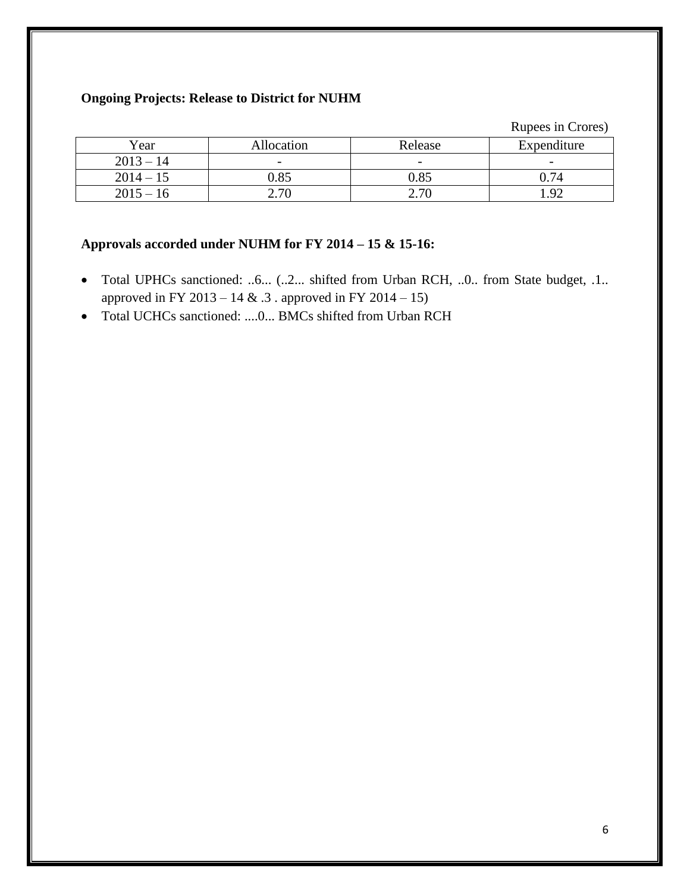**Ongoing Projects: Release to District for NUHM**

Rupees in Crores)

| Year | Allocation | Release | Expenditure |
|---|---|---|---|
| 2013 – 14 | - | - | - |
| 2014 – 15 | 0.85 | 0.85 | 0.74 |
| 2015 – 16 | 2.70 | 2.70 | 1.92 |

**Approvals accorded under NUHM for FY 2014 – 15 & 15-16:**

- Total UPHCs sanctioned: ..6... (..2... shifted from Urban RCH, ..0.. from State budget, .1.. approved in FY 2013 – 14 & .3 . approved in FY 2014 – 15)
- Total UCHCs sanctioned: ....0... BMCs shifted from Urban RCH